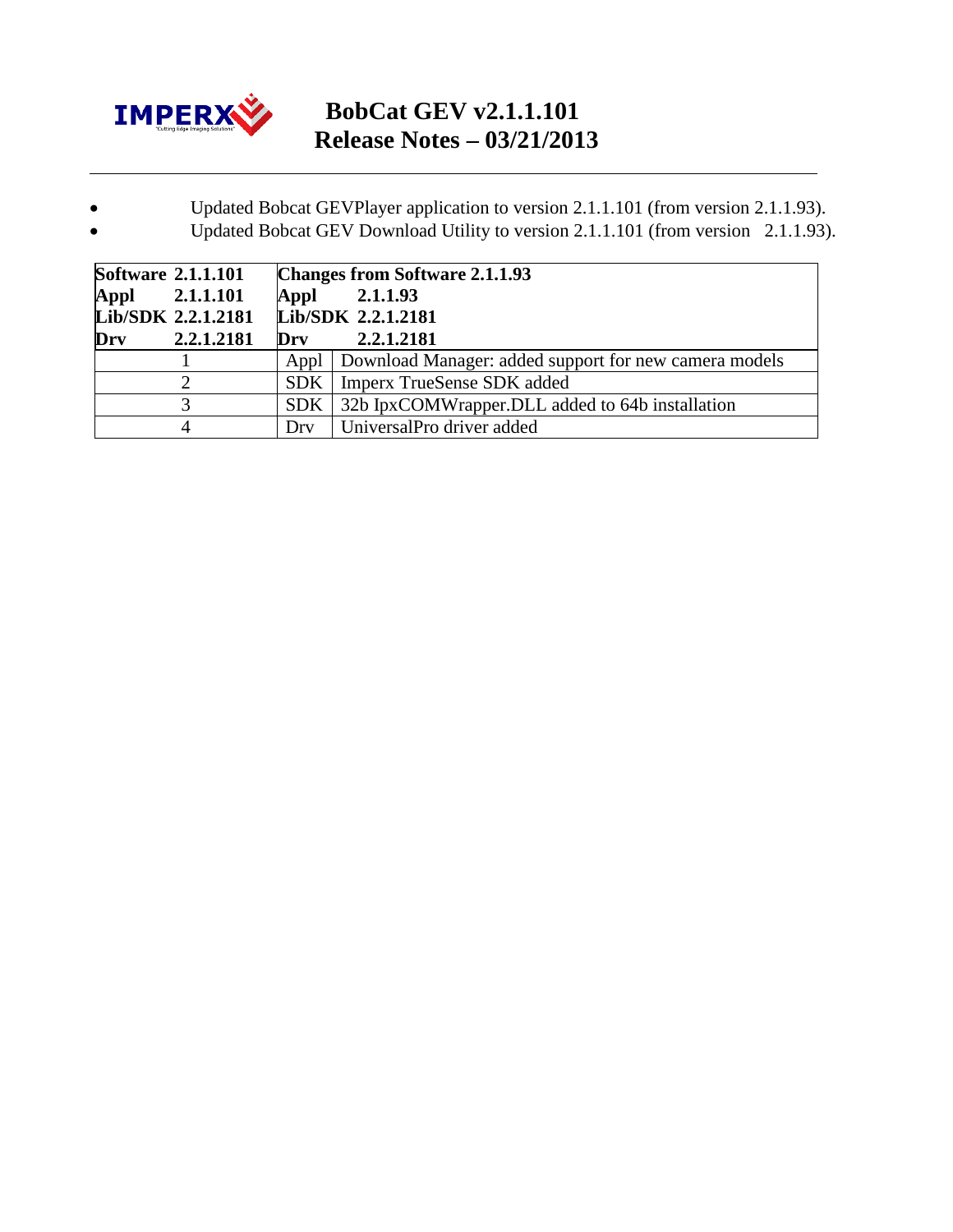# BobCat GEV v2.1.1.101
# Release Notes – 03/21/2013

- Updated Bobcat GEVPlayer application to version 2.1.1.101 (from version 2.1.1.93).
- Updated Bobcat GEV Download Utility to version 2.1.1.101 (from version 2.1.1.93).

| **Software 2.1.1.101**<br>**Appl 2.1.1.101**<br>**Lib/SDK 2.2.1.2181**<br>**Drv 2.2.1.2181** | **Changes from Software 2.1.1.93**<br>**Appl 2.1.1.93**<br>**Lib/SDK 2.2.1.2181**<br>**Drv 2.2.1.2181** | |
|---|---|---|
| 1 | Appl | Download Manager: added support for new camera models |
| 2 | SDK | Imperx TrueSense SDK added |
| 3 | SDK | 32b IpxCOMWrapper.DLL added to 64b installation |
| 4 | Drv | UniversalPro driver added |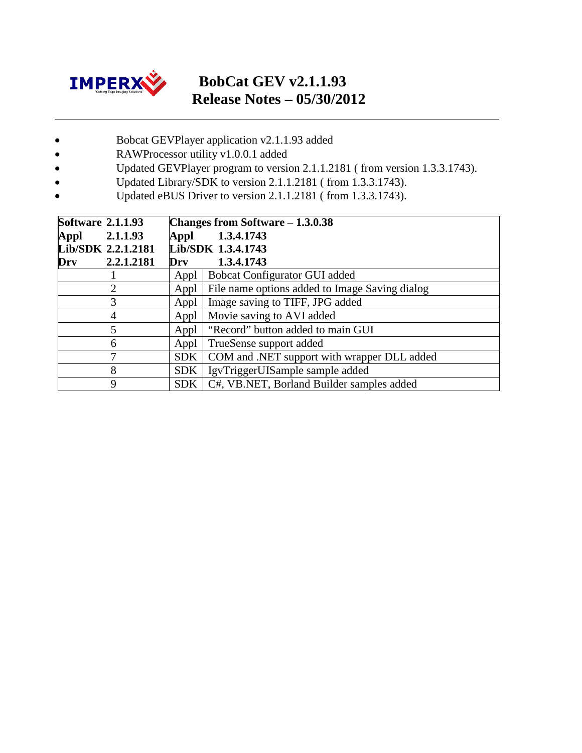# BobCat GEV v2.1.1.93 Release Notes – 05/30/2012

- Bobcat GEVPlayer application v2.1.1.93 added
- RAWProcessor utility v1.0.0.1 added
- Updated GEVPlayer program to version 2.1.1.2181 ( from version 1.3.3.1743).
- Updated Library/SDK to version 2.1.1.2181 ( from 1.3.3.1743).
- Updated eBUS Driver to version 2.1.1.2181 ( from 1.3.3.1743).

| **Software 2.1.1.93**<br>**Appl 2.1.1.93**<br>**Lib/SDK 2.2.1.2181**<br>**Drv 2.2.1.2181** | **Changes from Software – 1.3.0.38**<br>**Appl 1.3.4.1743**<br>**Lib/SDK 1.3.4.1743**<br>**Drv 1.3.4.1743** | |
|---|---|---|
| 1 | Appl | Bobcat Configurator GUI added |
| 2 | Appl | File name options added to Image Saving dialog |
| 3 | Appl | Image saving to TIFF, JPG added |
| 4 | Appl | Movie saving to AVI added |
| 5 | Appl | “Record” button added to main GUI |
| 6 | Appl | TrueSense support added |
| 7 | SDK | COM and .NET support with wrapper DLL added |
| 8 | SDK | IgvTriggerUISample sample added |
| 9 | SDK | C#, VB.NET, Borland Builder samples added |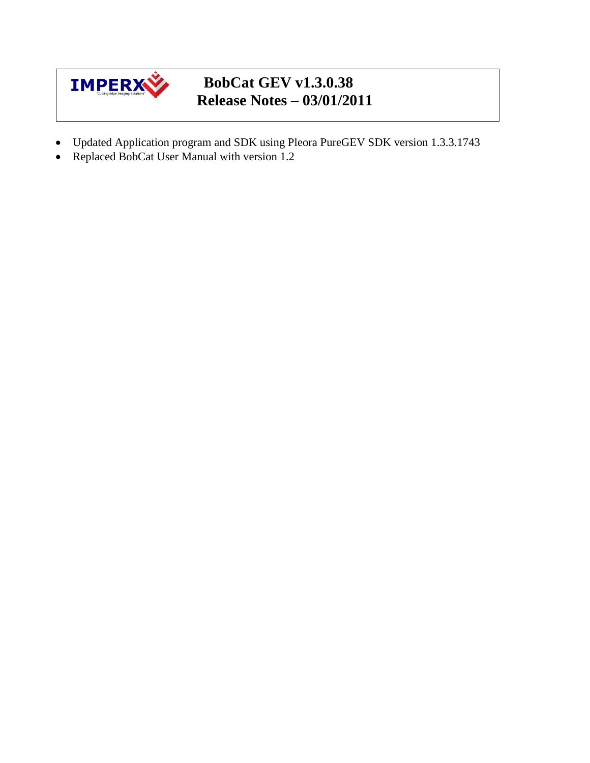# BobCat GEV v1.3.0.38
# Release Notes – 03/01/2011

- Updated Application program and SDK using Pleora PureGEV SDK version 1.3.3.1743
- Replaced BobCat User Manual with version 1.2